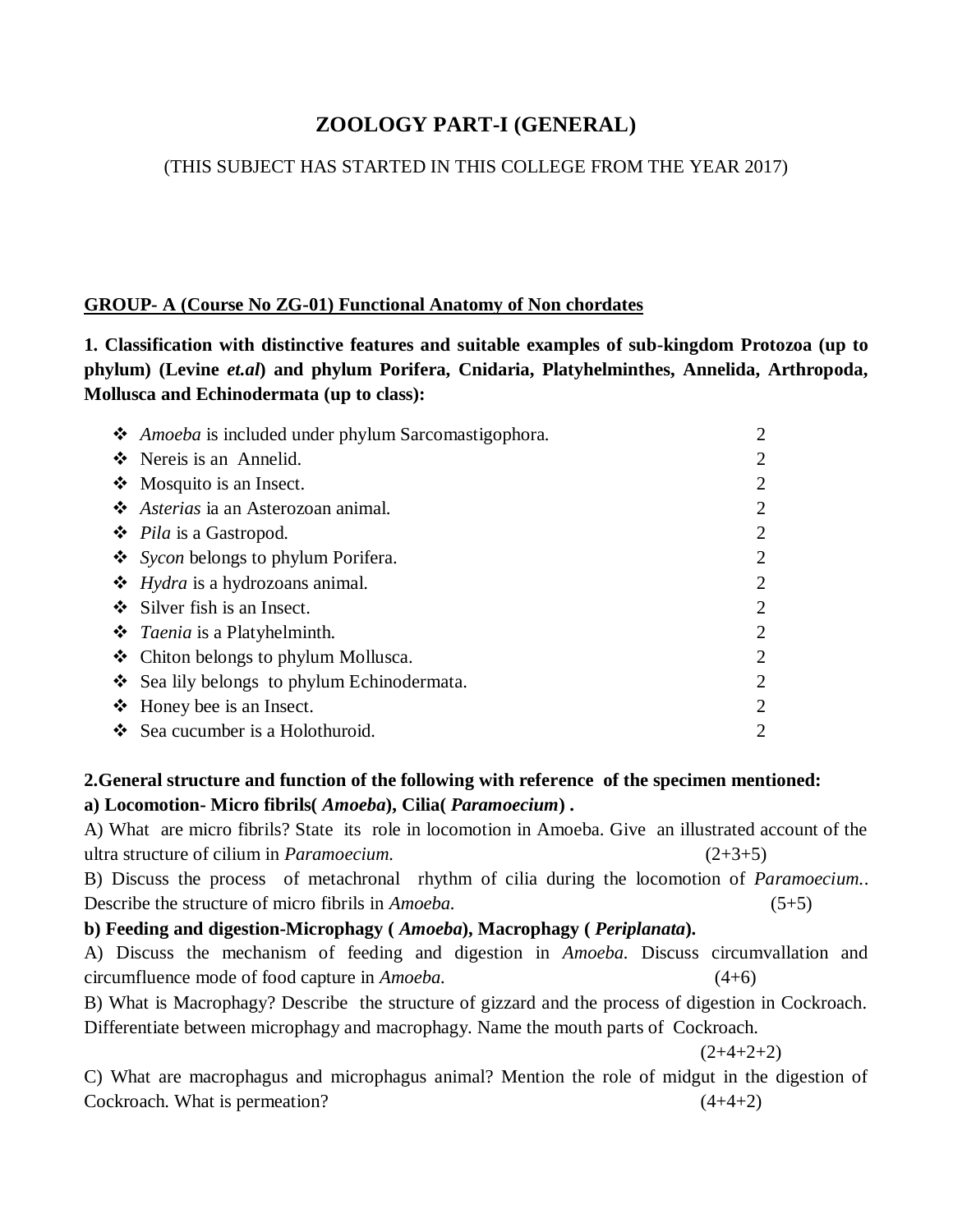# ZOOLOGY PART-I (GENERAL)

(THIS SUBJECT HAS STARTED IN THIS COLLEGE FROM THE YEAR 2017)

**GROUP- A (Course No ZG-01) Functional Anatomy of Non chordates**

**1. Classification with distinctive features and suitable examples of sub-kingdom Protozoa (up to phylum) (Levine *et.al*) and phylum Porifera, Cnidaria, Platyhelminthes, Annelida, Arthropoda, Mollusca and Echinodermata (up to class):**

| | |
|---|---|
| ❖ *Amoeba* is included under phylum Sarcomastigophora. | 2 |
| ❖ Nereis is an Annelid. | 2 |
| ❖ Mosquito is an Insect. | 2 |
| ❖ *Asterias* ia an Asterozoan animal. | 2 |
| ❖ *Pila* is a Gastropod. | 2 |
| ❖ *Sycon* belongs to phylum Porifera. | 2 |
| ❖ *Hydra* is a hydrozoans animal. | 2 |
| ❖ Silver fish is an Insect. | 2 |
| ❖ *Taenia* is a Platyhelminth. | 2 |
| ❖ Chiton belongs to phylum Mollusca. | 2 |
| ❖ Sea lily belongs to phylum Echinodermata. | 2 |
| ❖ Honey bee is an Insect. | 2 |
| ❖ Sea cucumber is a Holothuroid. | 2 |

**2.General structure and function of the following with reference of the specimen mentioned:**

**a) Locomotion- Micro fibrils( *Amoeba*), Cilia( *Paramoecium*) .**

A) What are micro fibrils? State its role in locomotion in Amoeba. Give an illustrated account of the ultra structure of cilium in *Paramoecium.* (2+3+5)

B) Discuss the process of metachronal rhythm of cilia during the locomotion of *Paramoecium..* Describe the structure of micro fibrils in *Amoeba.* (5+5)

**b) Feeding and digestion-Microphagy ( *Amoeba*), Macrophagy ( *Periplanata*).**

A) Discuss the mechanism of feeding and digestion in *Amoeba.* Discuss circumvallation and circumfluence mode of food capture in *Amoeba.* (4+6)

B) What is Macrophagy? Describe the structure of gizzard and the process of digestion in Cockroach. Differentiate between microphagy and macrophagy. Name the mouth parts of Cockroach. (2+4+2+2)

C) What are macrophagus and microphagus animal? Mention the role of midgut in the digestion of Cockroach. What is permeation? (4+4+2)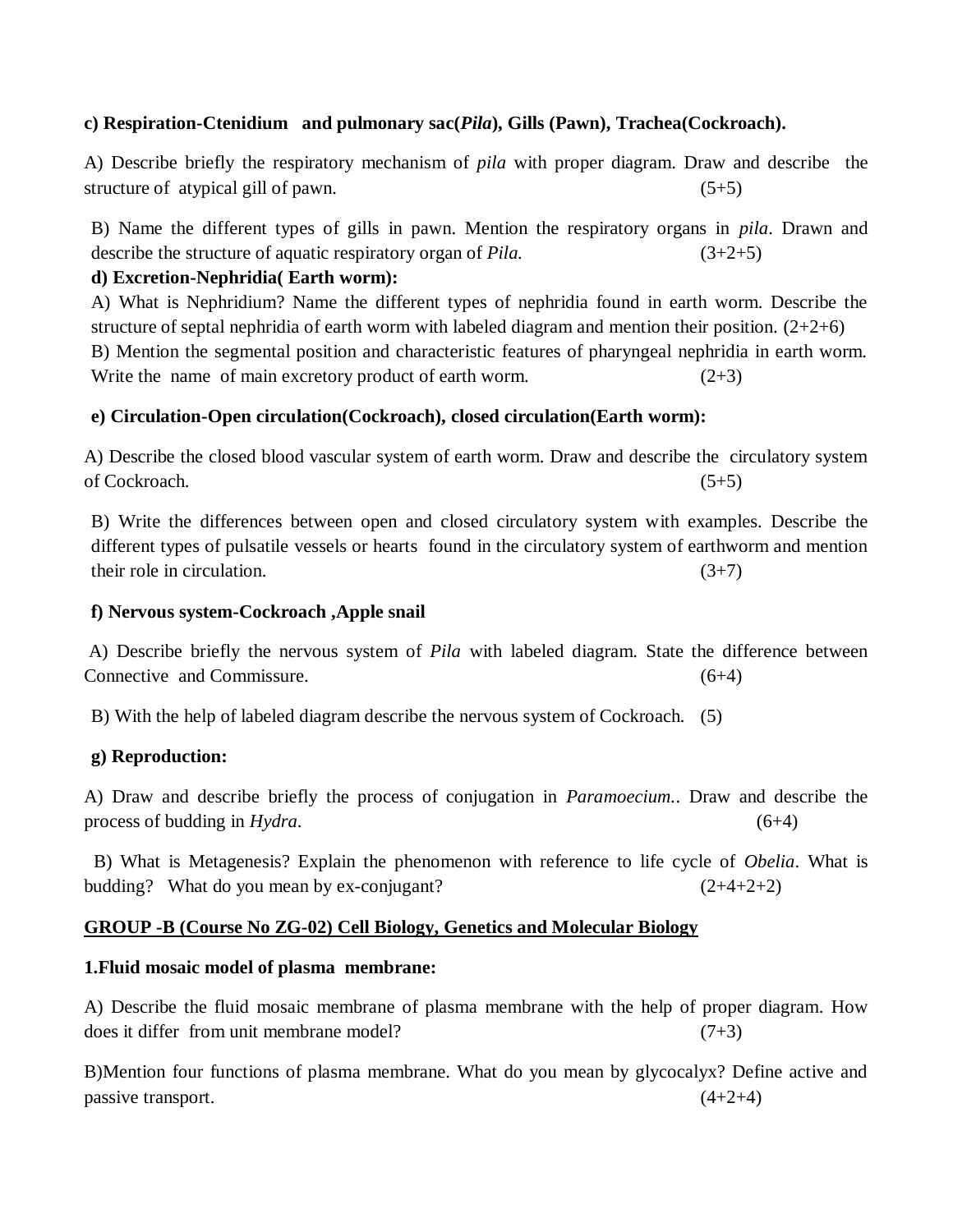**c) Respiration-Ctenidium and pulmonary sac(*Pila*), Gills (Pawn), Trachea(Cockroach).**

A) Describe briefly the respiratory mechanism of *pila* with proper diagram. Draw and describe the structure of atypical gill of pawn. (5+5)

B) Name the different types of gills in pawn. Mention the respiratory organs in *pila*. Drawn and describe the structure of aquatic respiratory organ of *Pila.* (3+2+5)

**d) Excretion-Nephridia( Earth worm):**

A) What is Nephridium? Name the different types of nephridia found in earth worm. Describe the structure of septal nephridia of earth worm with labeled diagram and mention their position. (2+2+6)

B) Mention the segmental position and characteristic features of pharyngeal nephridia in earth worm. Write the name of main excretory product of earth worm. (2+3)

**e) Circulation-Open circulation(Cockroach), closed circulation(Earth worm):**

A) Describe the closed blood vascular system of earth worm. Draw and describe the circulatory system of Cockroach. (5+5)

B) Write the differences between open and closed circulatory system with examples. Describe the different types of pulsatile vessels or hearts found in the circulatory system of earthworm and mention their role in circulation. (3+7)

**f) Nervous system-Cockroach ,Apple snail**

A) Describe briefly the nervous system of *Pila* with labeled diagram. State the difference between Connective and Commissure. (6+4)

B) With the help of labeled diagram describe the nervous system of Cockroach. (5)

**g) Reproduction:**

A) Draw and describe briefly the process of conjugation in *Paramoecium.*. Draw and describe the process of budding in *Hydra.* (6+4)

B) What is Metagenesis? Explain the phenomenon with reference to life cycle of *Obelia*. What is budding? What do you mean by ex-conjugant? (2+4+2+2)

## GROUP -B (Course No ZG-02) Cell Biology, Genetics and Molecular Biology

**1.Fluid mosaic model of plasma membrane:**

A) Describe the fluid mosaic membrane of plasma membrane with the help of proper diagram. How does it differ from unit membrane model? (7+3)

B)Mention four functions of plasma membrane. What do you mean by glycocalyx? Define active and passive transport. (4+2+4)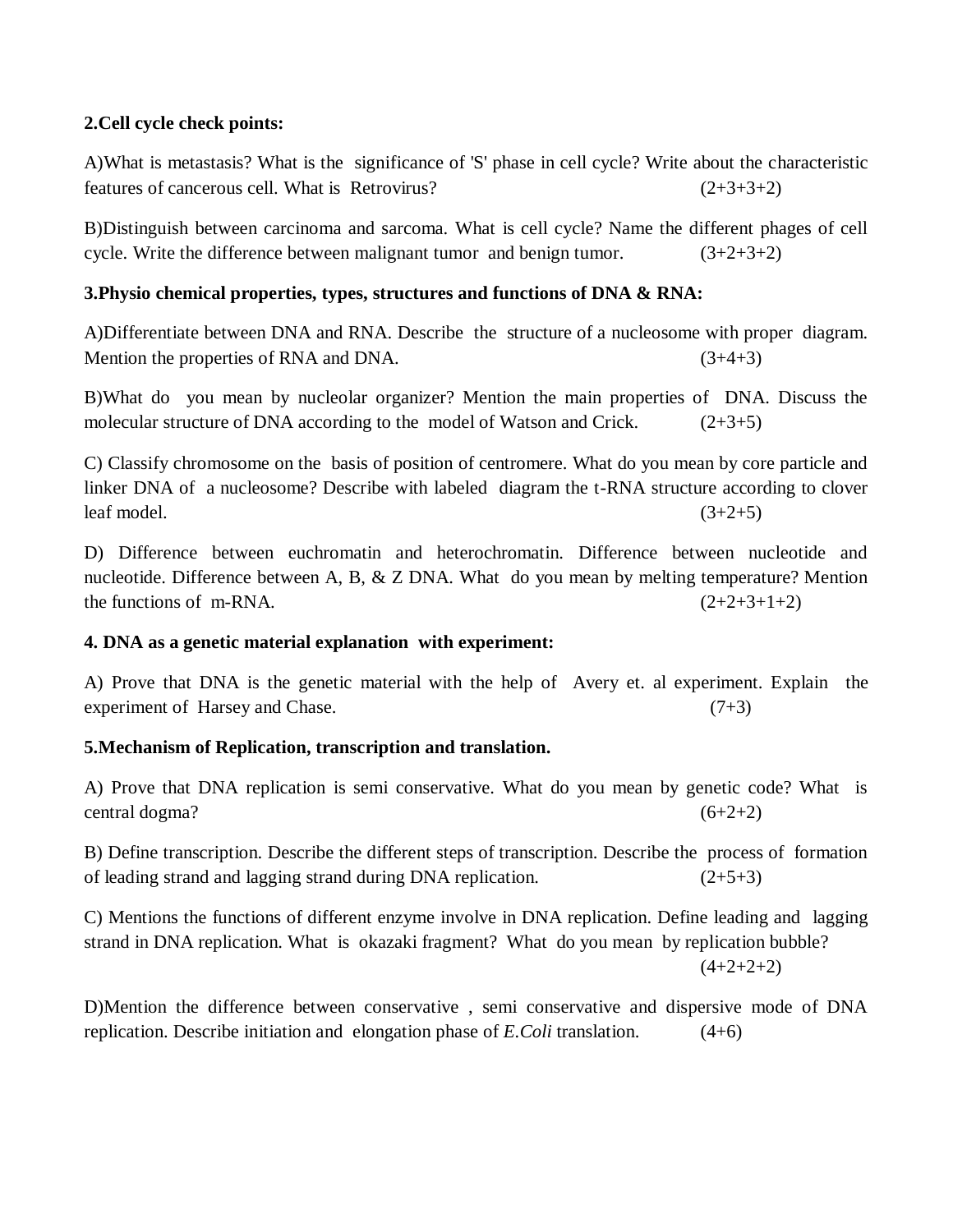**2.Cell cycle check points:**

A)What is metastasis? What is the significance of 'S' phase in cell cycle? Write about the characteristic features of cancerous cell. What is Retrovirus? (2+3+3+2)

B)Distinguish between carcinoma and sarcoma. What is cell cycle? Name the different phages of cell cycle. Write the difference between malignant tumor and benign tumor. (3+2+3+2)

**3.Physio chemical properties, types, structures and functions of DNA & RNA:**

A)Differentiate between DNA and RNA. Describe the structure of a nucleosome with proper diagram. Mention the properties of RNA and DNA. (3+4+3)

B)What do you mean by nucleolar organizer? Mention the main properties of DNA. Discuss the molecular structure of DNA according to the model of Watson and Crick. (2+3+5)

C) Classify chromosome on the basis of position of centromere. What do you mean by core particle and linker DNA of a nucleosome? Describe with labeled diagram the t-RNA structure according to clover leaf model. (3+2+5)

D) Difference between euchromatin and heterochromatin. Difference between nucleotide and nucleotide. Difference between A, B, & Z DNA. What do you mean by melting temperature? Mention the functions of m-RNA. (2+2+3+1+2)

**4. DNA as a genetic material explanation with experiment:**

A) Prove that DNA is the genetic material with the help of Avery et. al experiment. Explain the experiment of Harsey and Chase. (7+3)

**5.Mechanism of Replication, transcription and translation.**

A) Prove that DNA replication is semi conservative. What do you mean by genetic code? What is central dogma? (6+2+2)

B) Define transcription. Describe the different steps of transcription. Describe the process of formation of leading strand and lagging strand during DNA replication. (2+5+3)

C) Mentions the functions of different enzyme involve in DNA replication. Define leading and lagging strand in DNA replication. What is okazaki fragment? What do you mean by replication bubble? (4+2+2+2)

D)Mention the difference between conservative , semi conservative and dispersive mode of DNA replication. Describe initiation and elongation phase of *E.Coli* translation. (4+6)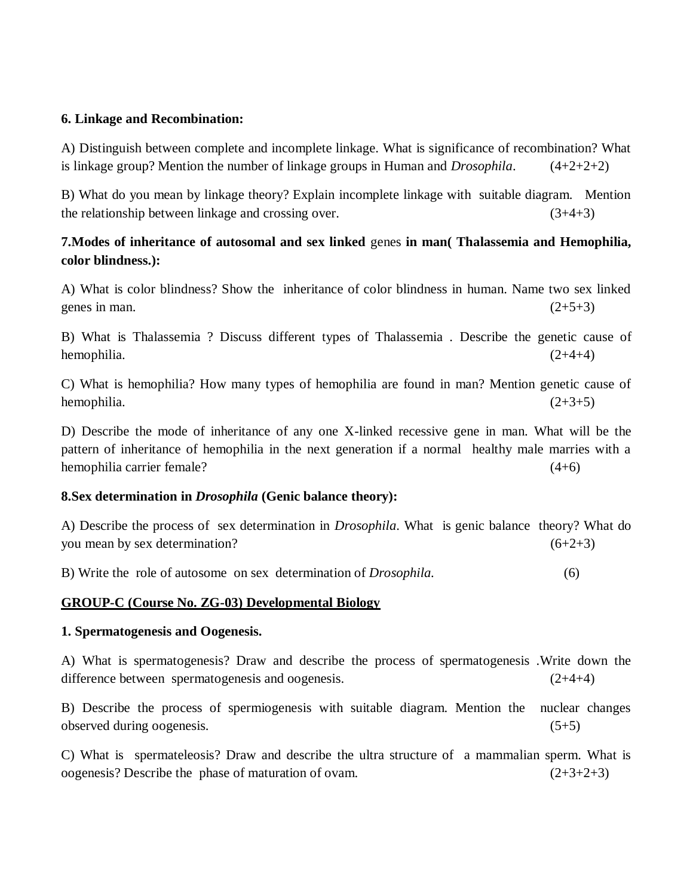**6. Linkage and Recombination:**

A) Distinguish between complete and incomplete linkage. What is significance of recombination? What is linkage group? Mention the number of linkage groups in Human and *Drosophila*. (4+2+2+2)

B) What do you mean by linkage theory? Explain incomplete linkage with suitable diagram. Mention the relationship between linkage and crossing over. (3+4+3)

**7.Modes of inheritance of autosomal and sex linked** genes **in man( Thalassemia and Hemophilia, color blindness.):**

A) What is color blindness? Show the inheritance of color blindness in human. Name two sex linked genes in man. (2+5+3)

B) What is Thalassemia ? Discuss different types of Thalassemia . Describe the genetic cause of hemophilia. (2+4+4)

C) What is hemophilia? How many types of hemophilia are found in man? Mention genetic cause of hemophilia. (2+3+5)

D) Describe the mode of inheritance of any one X-linked recessive gene in man. What will be the pattern of inheritance of hemophilia in the next generation if a normal healthy male marries with a hemophilia carrier female? (4+6)

**8.Sex determination in *Drosophila* (Genic balance theory):**

A) Describe the process of sex determination in *Drosophila*. What is genic balance theory? What do you mean by sex determination? (6+2+3)

B) Write the role of autosome on sex determination of *Drosophila.* (6)

**<u>GROUP-C (Course No. ZG-03) Developmental Biology</u>**

**1. Spermatogenesis and Oogenesis.**

A) What is spermatogenesis? Draw and describe the process of spermatogenesis .Write down the difference between spermatogenesis and oogenesis. (2+4+4)

B) Describe the process of spermiogenesis with suitable diagram. Mention the nuclear changes observed during oogenesis. (5+5)

C) What is spermateleosis? Draw and describe the ultra structure of a mammalian sperm. What is oogenesis? Describe the phase of maturation of ovam. (2+3+2+3)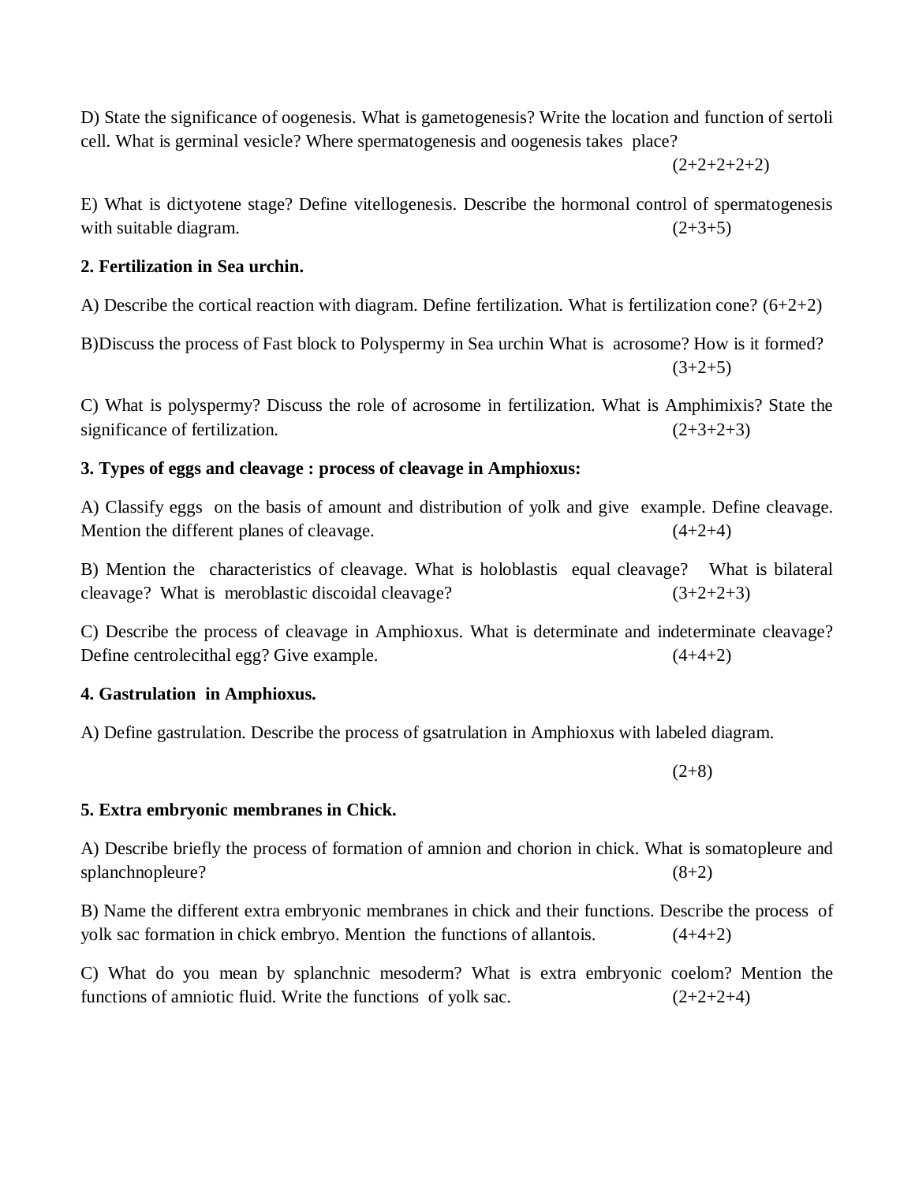D) State the significance of oogenesis. What is gametogenesis? Write the location and function of sertoli cell. What is germinal vesicle? Where spermatogenesis and oogenesis takes place?
(2+2+2+2+2)

E) What is dictyotene stage? Define vitellogenesis. Describe the hormonal control of spermatogenesis with suitable diagram. (2+3+5)

**2. Fertilization in Sea urchin.**

A) Describe the cortical reaction with diagram. Define fertilization. What is fertilization cone? (6+2+2)

B)Discuss the process of Fast block to Polyspermy in Sea urchin What is acrosome? How is it formed?
(3+2+5)

C) What is polyspermy? Discuss the role of acrosome in fertilization. What is Amphimixis? State the significance of fertilization. (2+3+2+3)

**3. Types of eggs and cleavage : process of cleavage in Amphioxus:**

A) Classify eggs on the basis of amount and distribution of yolk and give example. Define cleavage. Mention the different planes of cleavage. (4+2+4)

B) Mention the characteristics of cleavage. What is holoblastis equal cleavage? What is bilateral cleavage? What is meroblastic discoidal cleavage? (3+2+2+3)

C) Describe the process of cleavage in Amphioxus. What is determinate and indeterminate cleavage? Define centrolecithal egg? Give example. (4+4+2)

**4. Gastrulation in Amphioxus.**

A) Define gastrulation. Describe the process of gsatrulation in Amphioxus with labeled diagram.

(2+8)

**5. Extra embryonic membranes in Chick.**

A) Describe briefly the process of formation of amnion and chorion in chick. What is somatopleure and splanchnopleure? (8+2)

B) Name the different extra embryonic membranes in chick and their functions. Describe the process of yolk sac formation in chick embryo. Mention the functions of allantois. (4+4+2)

C) What do you mean by splanchnic mesoderm? What is extra embryonic coelom? Mention the functions of amniotic fluid. Write the functions of yolk sac. (2+2+2+4)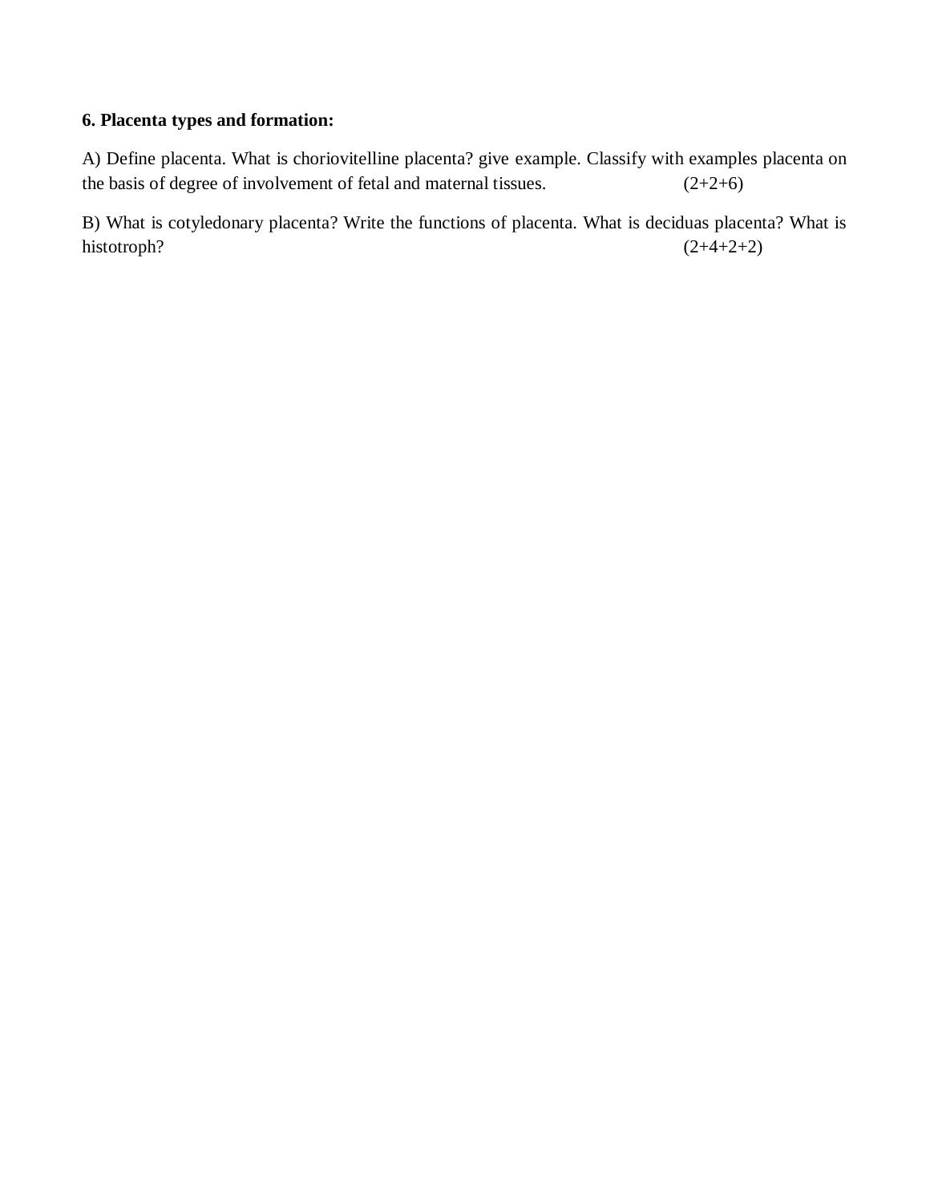**6. Placenta types and formation:**

A) Define placenta. What is choriovitelline placenta? give example. Classify with examples placenta on the basis of degree of involvement of fetal and maternal tissues. (2+2+6)

B) What is cotyledonary placenta? Write the functions of placenta. What is deciduas placenta? What is histotroph? (2+4+2+2)